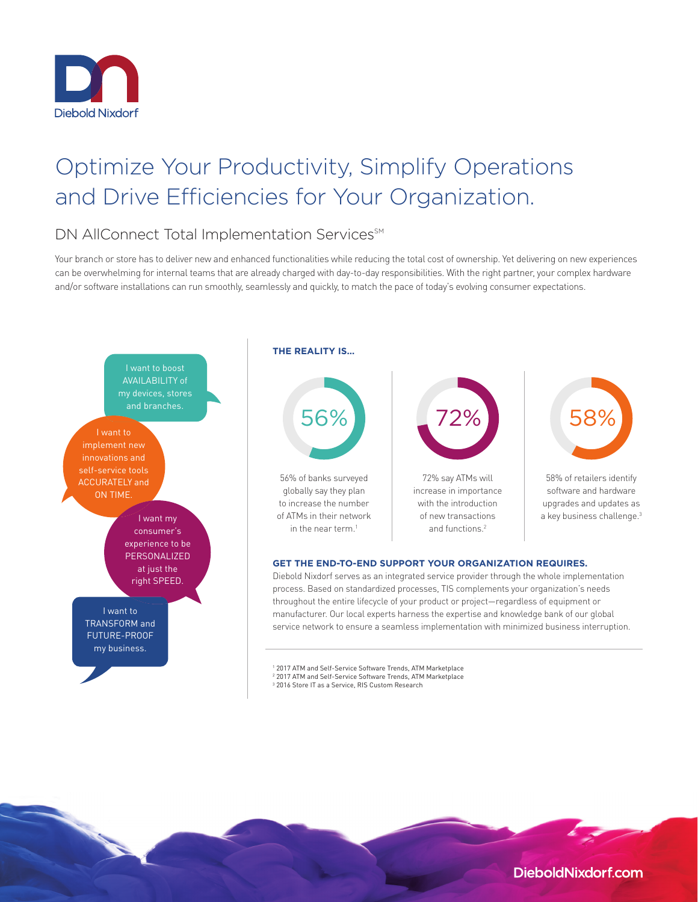Diebold Nixdorf

# Optimize Your Productivity, Simplify Operations and Drive Efficiencies for Your Organization.

## DN AllConnect Total Implementation Services[SM]

Your branch or store has to deliver new and enhanced functionalities while reducing the total cost of ownership. Yet delivering on new experiences can be overwhelming for internal teams that are already charged with day-to-day responsibilities. With the right partner, your complex hardware and/or software installations can run smoothly, seamlessly and quickly, to match the pace of today's evolving consumer expectations.

I want to boost AVAILABILITY of my devices, stores and branches.

I want to implement new innovations and self-service tools ACCURATELY and ON TIME.

I want my consumer's experience to be PERSONALIZED at just the right SPEED.

I want to TRANSFORM and FUTURE-PROOF my business.

**THE REALITY IS...**

56%

56% of banks surveyed globally say they plan to increase the number of ATMs in their network in the near term.[1]

72%

72% say ATMs will increase in importance with the introduction of new transactions and functions.[2]

58%

58% of retailers identify software and hardware upgrades and updates as a key business challenge.[3]

**GET THE END-TO-END SUPPORT YOUR ORGANIZATION REQUIRES.**

Diebold Nixdorf serves as an integrated service provider through the whole implementation process. Based on standardized processes, TIS complements your organization's needs throughout the entire lifecycle of your product or project—regardless of equipment or manufacturer. Our local experts harness the expertise and knowledge bank of our global service network to ensure a seamless implementation with minimized business interruption.

[1] 2017 ATM and Self-Service Software Trends, ATM Marketplace
[2] 2017 ATM and Self-Service Software Trends, ATM Marketplace
[3] 2016 Store IT as a Service, RIS Custom Research

DieboldNixdorf.com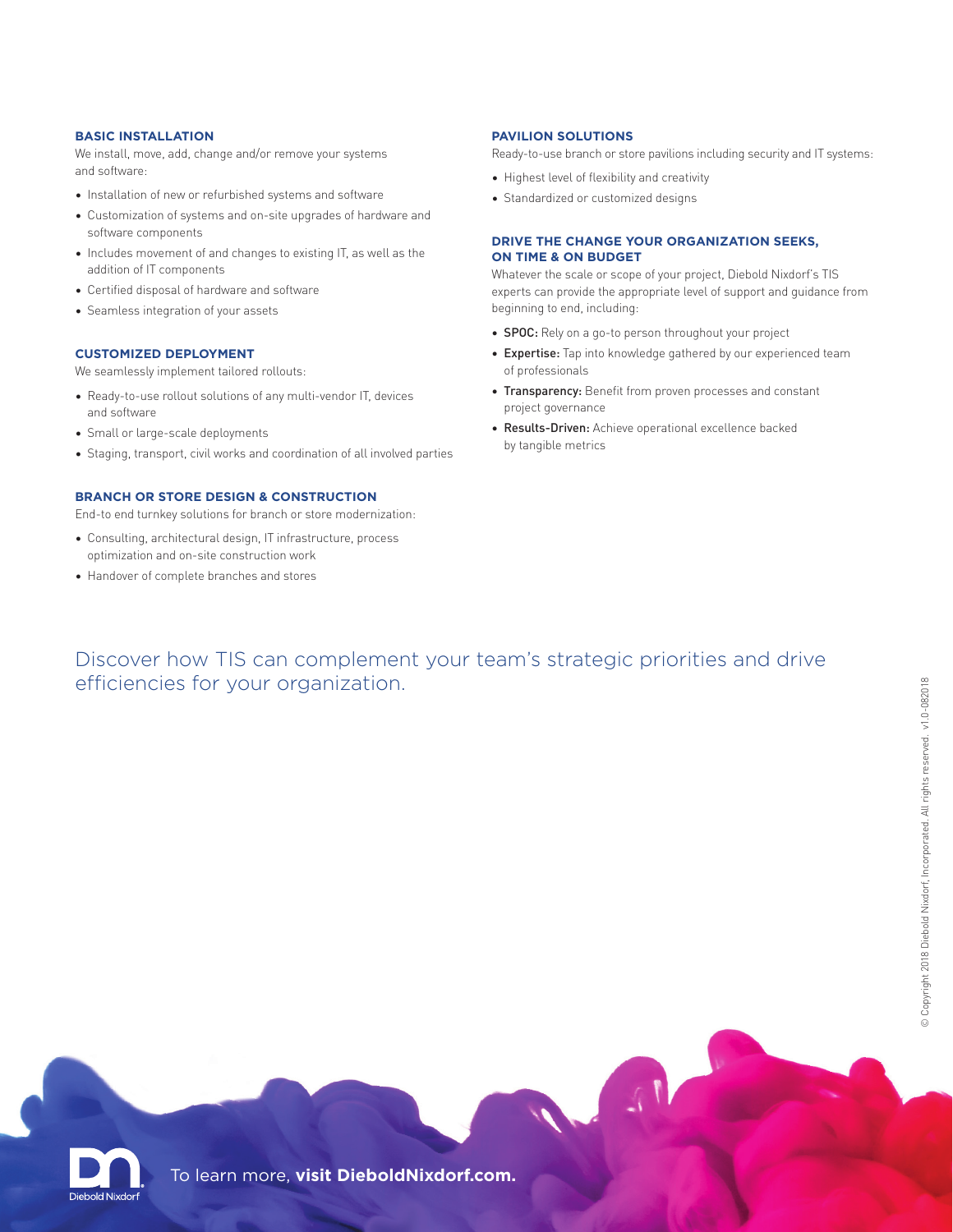### BASIC INSTALLATION

We install, move, add, change and/or remove your systems and software:

- Installation of new or refurbished systems and software
- Customization of systems and on-site upgrades of hardware and software components
- Includes movement of and changes to existing IT, as well as the addition of IT components
- Certified disposal of hardware and software
- Seamless integration of your assets

### CUSTOMIZED DEPLOYMENT

We seamlessly implement tailored rollouts:

- Ready-to-use rollout solutions of any multi-vendor IT, devices and software
- Small or large-scale deployments
- Staging, transport, civil works and coordination of all involved parties

### BRANCH OR STORE DESIGN & CONSTRUCTION

End-to end turnkey solutions for branch or store modernization:

- Consulting, architectural design, IT infrastructure, process optimization and on-site construction work
- Handover of complete branches and stores

### PAVILION SOLUTIONS

Ready-to-use branch or store pavilions including security and IT systems:

- Highest level of flexibility and creativity
- Standardized or customized designs

### DRIVE THE CHANGE YOUR ORGANIZATION SEEKS, ON TIME & ON BUDGET

Whatever the scale or scope of your project, Diebold Nixdorf's TIS experts can provide the appropriate level of support and guidance from beginning to end, including:

- **SPOC:** Rely on a go-to person throughout your project
- **Expertise:** Tap into knowledge gathered by our experienced team of professionals
- **Transparency:** Benefit from proven processes and constant project governance
- **Results-Driven:** Achieve operational excellence backed by tangible metrics

## Discover how TIS can complement your team's strategic priorities and drive efficiencies for your organization.

© Copyright 2018 Diebold Nixdorf, Incorporated. All rights reserved. v1.0-082018

Diebold Nixdorf

To learn more, **visit DieboldNixdorf.com.**